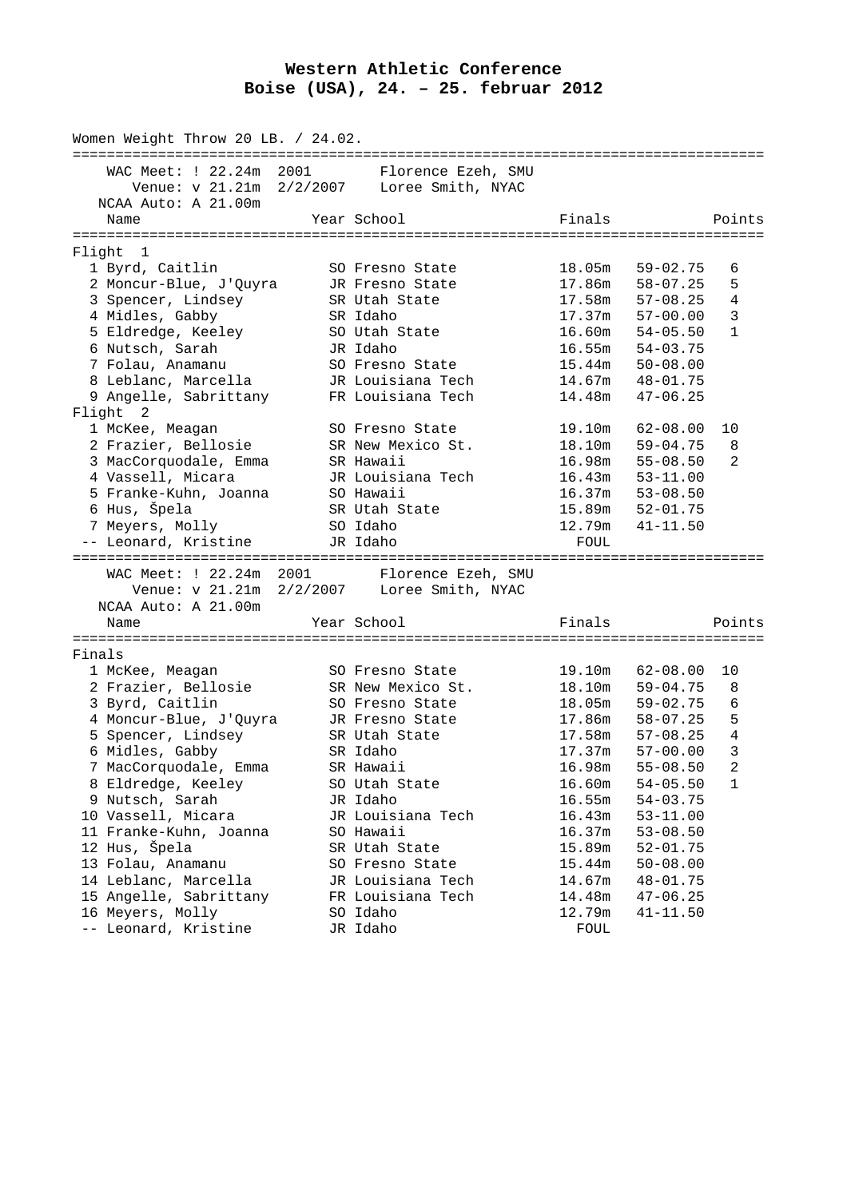# Western Athletic Conference
## Boise (USA), 24. – 25. februar 2012

Women Weight Throw 20 LB. / 24.02.

WAC Meet: ! 22.24m 2001 Florence Ezeh, SMU
Venue: v 21.21m 2/2/2007 Loree Smith, NYAC
NCAA Auto: A 21.00m

| Name | Year | School | Finals | | Points |
|---|---|---|---|---|---|
| **Flight 1** | | | | | |
| 1 Byrd, Caitlin | SO | Fresno State | 18.05m | 59-02.75 | 6 |
| 2 Moncur-Blue, J'Quyra | JR | Fresno State | 17.86m | 58-07.25 | 5 |
| 3 Spencer, Lindsey | SR | Utah State | 17.58m | 57-08.25 | 4 |
| 4 Midles, Gabby | SR | Idaho | 17.37m | 57-00.00 | 3 |
| 5 Eldredge, Keeley | SO | Utah State | 16.60m | 54-05.50 | 1 |
| 6 Nutsch, Sarah | JR | Idaho | 16.55m | 54-03.75 | |
| 7 Folau, Anamanu | SO | Fresno State | 15.44m | 50-08.00 | |
| 8 Leblanc, Marcella | JR | Louisiana Tech | 14.67m | 48-01.75 | |
| 9 Angelle, Sabrittany | FR | Louisiana Tech | 14.48m | 47-06.25 | |
| **Flight 2** | | | | | |
| 1 McKee, Meagan | SO | Fresno State | 19.10m | 62-08.00 | 10 |
| 2 Frazier, Bellosie | SR | New Mexico St. | 18.10m | 59-04.75 | 8 |
| 3 MacCorquodale, Emma | SR | Hawaii | 16.98m | 55-08.50 | 2 |
| 4 Vassell, Micara | JR | Louisiana Tech | 16.43m | 53-11.00 | |
| 5 Franke-Kuhn, Joanna | SO | Hawaii | 16.37m | 53-08.50 | |
| 6 Hus, Špela | SR | Utah State | 15.89m | 52-01.75 | |
| 7 Meyers, Molly | SO | Idaho | 12.79m | 41-11.50 | |
| -- Leonard, Kristine | JR | Idaho | FOUL | | |

WAC Meet: ! 22.24m 2001 Florence Ezeh, SMU
Venue: v 21.21m 2/2/2007 Loree Smith, NYAC
NCAA Auto: A 21.00m

| Name | Year | School | Finals | | Points |
|---|---|---|---|---|---|
| **Finals** | | | | | |
| 1 McKee, Meagan | SO | Fresno State | 19.10m | 62-08.00 | 10 |
| 2 Frazier, Bellosie | SR | New Mexico St. | 18.10m | 59-04.75 | 8 |
| 3 Byrd, Caitlin | SO | Fresno State | 18.05m | 59-02.75 | 6 |
| 4 Moncur-Blue, J'Quyra | JR | Fresno State | 17.86m | 58-07.25 | 5 |
| 5 Spencer, Lindsey | SR | Utah State | 17.58m | 57-08.25 | 4 |
| 6 Midles, Gabby | SR | Idaho | 17.37m | 57-00.00 | 3 |
| 7 MacCorquodale, Emma | SR | Hawaii | 16.98m | 55-08.50 | 2 |
| 8 Eldredge, Keeley | SO | Utah State | 16.60m | 54-05.50 | 1 |
| 9 Nutsch, Sarah | JR | Idaho | 16.55m | 54-03.75 | |
| 10 Vassell, Micara | JR | Louisiana Tech | 16.43m | 53-11.00 | |
| 11 Franke-Kuhn, Joanna | SO | Hawaii | 16.37m | 53-08.50 | |
| 12 Hus, Špela | SR | Utah State | 15.89m | 52-01.75 | |
| 13 Folau, Anamanu | SO | Fresno State | 15.44m | 50-08.00 | |
| 14 Leblanc, Marcella | JR | Louisiana Tech | 14.67m | 48-01.75 | |
| 15 Angelle, Sabrittany | FR | Louisiana Tech | 14.48m | 47-06.25 | |
| 16 Meyers, Molly | SO | Idaho | 12.79m | 41-11.50 | |
| -- Leonard, Kristine | JR | Idaho | FOUL | | |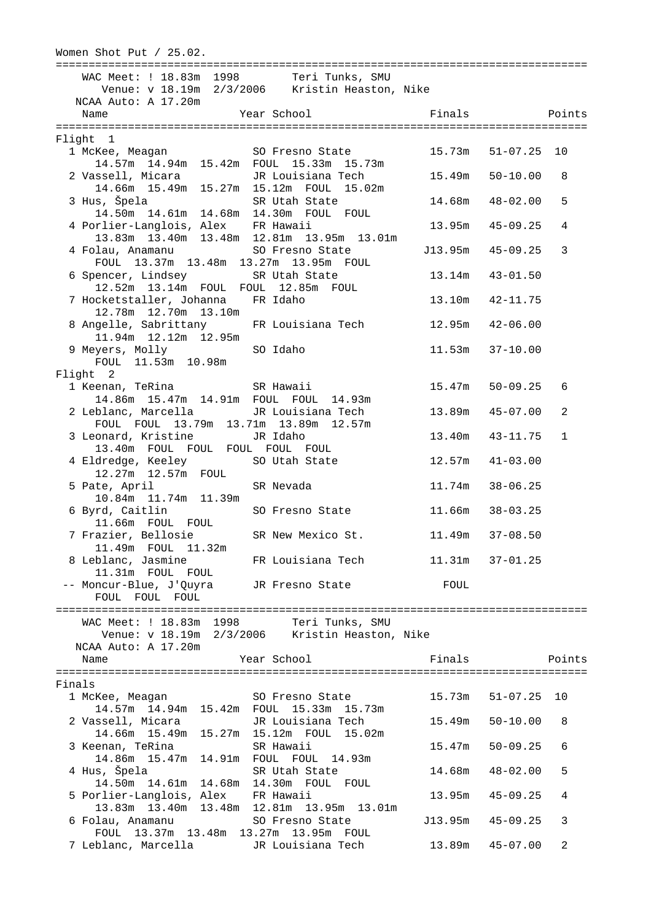Women Shot Put / 25.02.

WAC Meet: ! 18.83m 1998 Teri Tunks, SMU
Venue: v 18.19m 2/3/2006 Kristin Heaston, Nike
NCAA Auto: A 17.20m

### Flight 1

| Place | Name | Year | School | Finals | | Points |
|---|---|---|---|---|---|---|
| 1 | McKee, Meagan | SO | Fresno State | 15.73m | 51-07.25 | 10 |
| | 14.57m 14.94m 15.42m FOUL 15.33m 15.73m | | | | | |
| 2 | Vassell, Micara | JR | Louisiana Tech | 15.49m | 50-10.00 | 8 |
| | 14.66m 15.49m 15.27m 15.12m FOUL 15.02m | | | | | |
| 3 | Hus, Špela | SR | Utah State | 14.68m | 48-02.00 | 5 |
| | 14.50m 14.61m 14.68m 14.30m FOUL FOUL | | | | | |
| 4 | Porlier-Langlois, Alex | FR | Hawaii | 13.95m | 45-09.25 | 4 |
| | 13.83m 13.40m 13.48m 12.81m 13.95m 13.01m | | | | | |
| 4 | Folau, Anamanu | SO | Fresno State | J13.95m | 45-09.25 | 3 |
| | FOUL 13.37m 13.48m 13.27m 13.95m FOUL | | | | | |
| 6 | Spencer, Lindsey | SR | Utah State | 13.14m | 43-01.50 | |
| | 12.52m 13.14m FOUL FOUL 12.85m FOUL | | | | | |
| 7 | Hocketstaller, Johanna | FR | Idaho | 13.10m | 42-11.75 | |
| | 12.78m 12.70m 13.10m | | | | | |
| 8 | Angelle, Sabrittany | FR | Louisiana Tech | 12.95m | 42-06.00 | |
| | 11.94m 12.12m 12.95m | | | | | |
| 9 | Meyers, Molly | SO | Idaho | 11.53m | 37-10.00 | |
| | FOUL 11.53m 10.98m | | | | | |

### Flight 2

| Place | Name | Year | School | Finals | | Points |
|---|---|---|---|---|---|---|
| 1 | Keenan, TeRina | SR | Hawaii | 15.47m | 50-09.25 | 6 |
| | 14.86m 15.47m 14.91m FOUL FOUL 14.93m | | | | | |
| 2 | Leblanc, Marcella | JR | Louisiana Tech | 13.89m | 45-07.00 | 2 |
| | FOUL FOUL 13.79m 13.71m 13.89m 12.57m | | | | | |
| 3 | Leonard, Kristine | JR | Idaho | 13.40m | 43-11.75 | 1 |
| | 13.40m FOUL FOUL FOUL FOUL FOUL | | | | | |
| 4 | Eldredge, Keeley | SO | Utah State | 12.57m | 41-03.00 | |
| | 12.27m 12.57m FOUL | | | | | |
| 5 | Pate, April | SR | Nevada | 11.74m | 38-06.25 | |
| | 10.84m 11.74m 11.39m | | | | | |
| 6 | Byrd, Caitlin | SO | Fresno State | 11.66m | 38-03.25 | |
| | 11.66m FOUL FOUL | | | | | |
| 7 | Frazier, Bellosie | SR | New Mexico St. | 11.49m | 37-08.50 | |
| | 11.49m FOUL 11.32m | | | | | |
| 8 | Leblanc, Jasmine | FR | Louisiana Tech | 11.31m | 37-01.25 | |
| | 11.31m FOUL FOUL | | | | | |
| -- | Moncur-Blue, J'Quyra | JR | Fresno State | FOUL | | |
| | FOUL FOUL FOUL | | | | | |

WAC Meet: ! 18.83m 1998 Teri Tunks, SMU
Venue: v 18.19m 2/3/2006 Kristin Heaston, Nike
NCAA Auto: A 17.20m

### Finals

| Place | Name | Year | School | Finals | | Points |
|---|---|---|---|---|---|---|
| 1 | McKee, Meagan | SO | Fresno State | 15.73m | 51-07.25 | 10 |
| | 14.57m 14.94m 15.42m FOUL 15.33m 15.73m | | | | | |
| 2 | Vassell, Micara | JR | Louisiana Tech | 15.49m | 50-10.00 | 8 |
| | 14.66m 15.49m 15.27m 15.12m FOUL 15.02m | | | | | |
| 3 | Keenan, TeRina | SR | Hawaii | 15.47m | 50-09.25 | 6 |
| | 14.86m 15.47m 14.91m FOUL FOUL 14.93m | | | | | |
| 4 | Hus, Špela | SR | Utah State | 14.68m | 48-02.00 | 5 |
| | 14.50m 14.61m 14.68m 14.30m FOUL FOUL | | | | | |
| 5 | Porlier-Langlois, Alex | FR | Hawaii | 13.95m | 45-09.25 | 4 |
| | 13.83m 13.40m 13.48m 12.81m 13.95m 13.01m | | | | | |
| 6 | Folau, Anamanu | SO | Fresno State | J13.95m | 45-09.25 | 3 |
| | FOUL 13.37m 13.48m 13.27m 13.95m FOUL | | | | | |
| 7 | Leblanc, Marcella | JR | Louisiana Tech | 13.89m | 45-07.00 | 2 |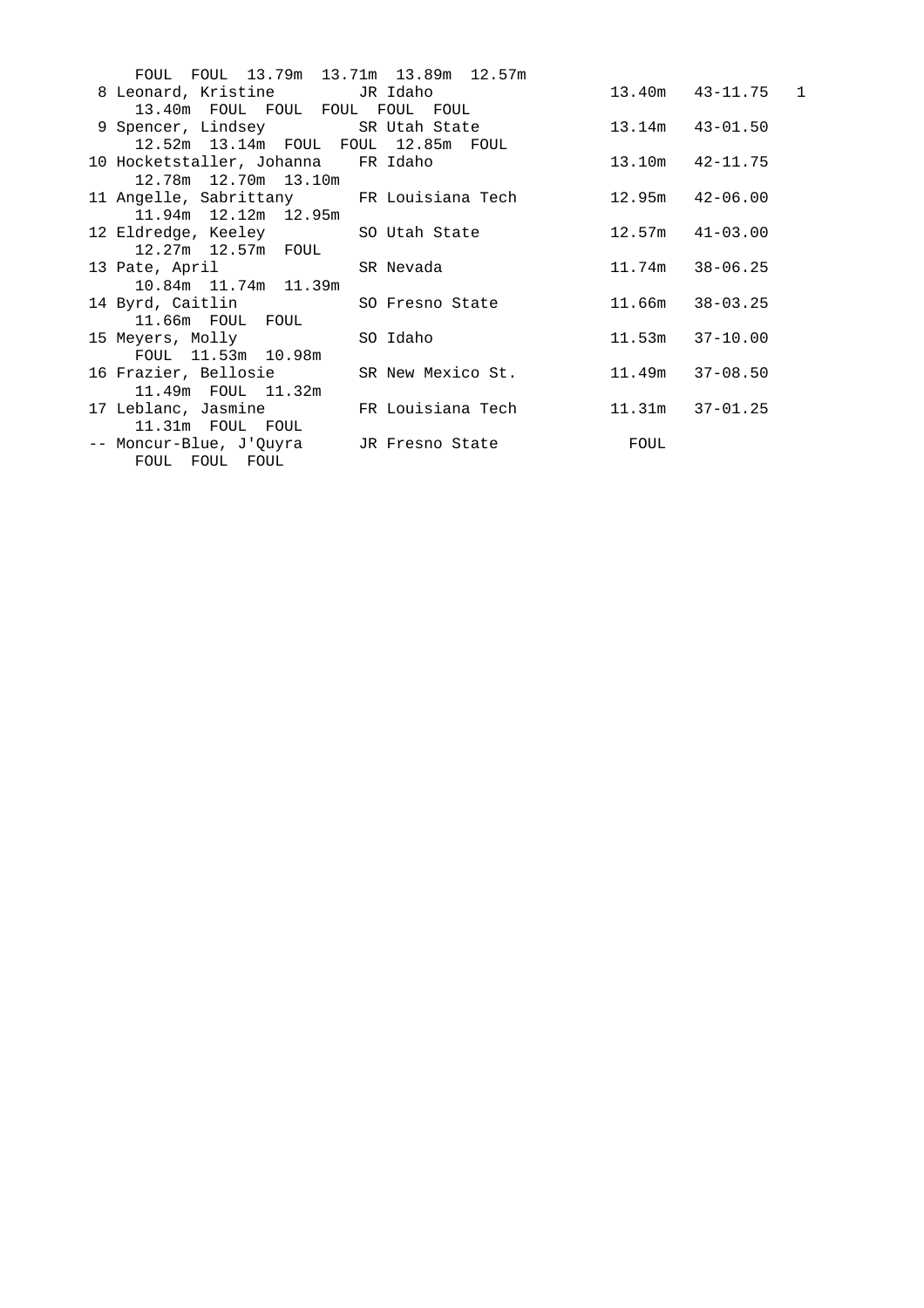```
    FOUL  FOUL  13.79m  13.71m  13.89m  12.57m
 8 Leonard, Kristine        JR Idaho                      13.40m   43-11.75   1
    13.40m  FOUL  FOUL  FOUL  FOUL  FOUL
 9 Spencer, Lindsey         SR Utah State                 13.14m   43-01.50
    12.52m  13.14m  FOUL  FOUL  12.85m  FOUL
10 Hocketstaller, Johanna   FR Idaho                      13.10m   42-11.75
    12.78m  12.70m  13.10m
11 Angelle, Sabrittany      FR Louisiana Tech             12.95m   42-06.00
    11.94m  12.12m  12.95m
12 Eldredge, Keeley         SO Utah State                 12.57m   41-03.00
    12.27m  12.57m  FOUL
13 Pate, April              SR Nevada                     11.74m   38-06.25
    10.84m  11.74m  11.39m
14 Byrd, Caitlin            SO Fresno State               11.66m   38-03.25
    11.66m  FOUL  FOUL
15 Meyers, Molly            SO Idaho                      11.53m   37-10.00
    FOUL  11.53m  10.98m
16 Frazier, Bellosie        SR New Mexico St.             11.49m   37-08.50
    11.49m  FOUL  11.32m
17 Leblanc, Jasmine         FR Louisiana Tech             11.31m   37-01.25
    11.31m  FOUL  FOUL
-- Moncur-Blue, J'Quyra     JR Fresno State                 FOUL
    FOUL  FOUL  FOUL
```